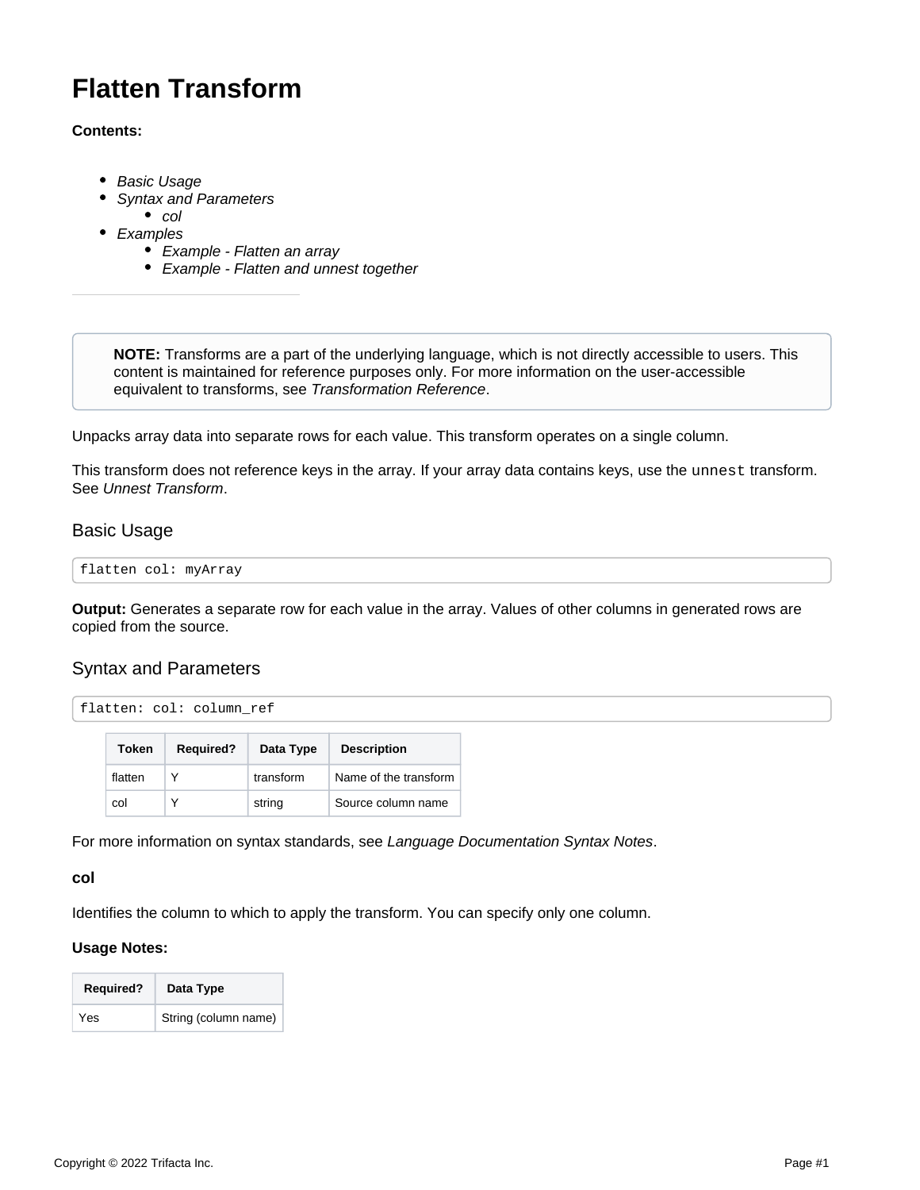# Flatten Transform

**Contents:**

- *Basic Usage*
- *Syntax and Parameters*
    - *col*
- *Examples*
    - *Example - Flatten an array*
    - *Example - Flatten and unnest together*

---

> **NOTE:** Transforms are a part of the underlying language, which is not directly accessible to users. This content is maintained for reference purposes only. For more information on the user-accessible equivalent to transforms, see *Transformation Reference*.

Unpacks array data into separate rows for each value. This transform operates on a single column.

This transform does not reference keys in the array. If your array data contains keys, use the `unnest` transform. See *Unnest Transform*.

## Basic Usage

```
flatten col: myArray
```

**Output:** Generates a separate row for each value in the array. Values of other columns in generated rows are copied from the source.

## Syntax and Parameters

```
flatten: col: column_ref
```

| Token | Required? | Data Type | Description |
| --- | --- | --- | --- |
| flatten | Y | transform | Name of the transform |
| col | Y | string | Source column name |

For more information on syntax standards, see *Language Documentation Syntax Notes*.

### col

Identifies the column to which to apply the transform. You can specify only one column.

**Usage Notes:**

| Required? | Data Type |
| --- | --- |
| Yes | String (column name) |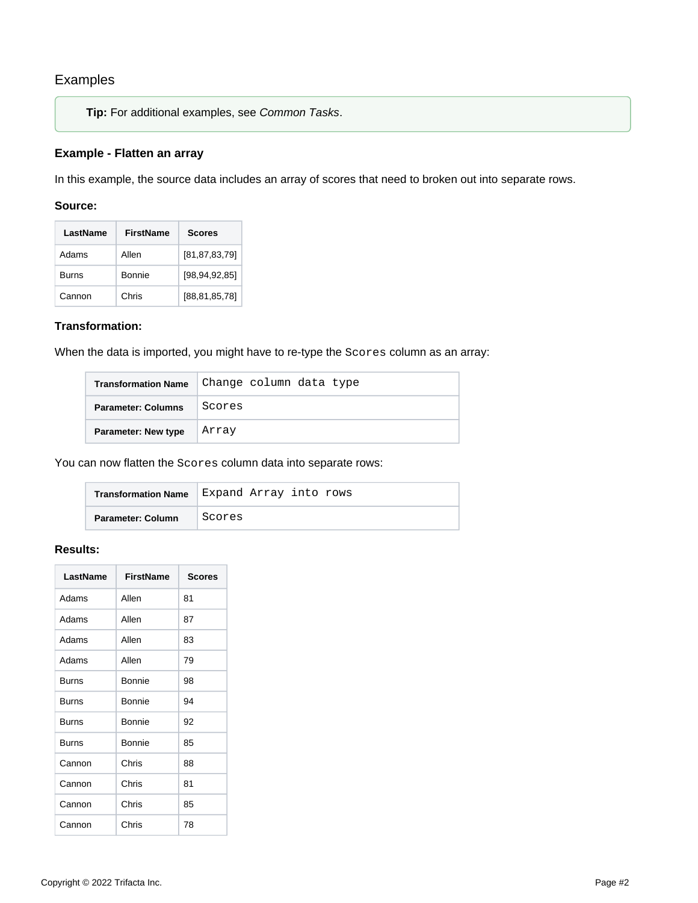## Examples

> **Tip:** For additional examples, see *Common Tasks*.

### Example - Flatten an array

In this example, the source data includes an array of scores that need to broken out into separate rows.

**Source:**

| LastName | FirstName | Scores |
|---|---|---|
| Adams | Allen | [81,87,83,79] |
| Burns | Bonnie | [98,94,92,85] |
| Cannon | Chris | [88,81,85,78] |

**Transformation:**

When the data is imported, you might have to re-type the `Scores` column as an array:

| | |
|---|---|
| **Transformation Name** | `Change column data type` |
| **Parameter: Columns** | `Scores` |
| **Parameter: New type** | `Array` |

You can now flatten the `Scores` column data into separate rows:

| | |
|---|---|
| **Transformation Name** | `Expand Array into rows` |
| **Parameter: Column** | `Scores` |

**Results:**

| LastName | FirstName | Scores |
|---|---|---|
| Adams | Allen | 81 |
| Adams | Allen | 87 |
| Adams | Allen | 83 |
| Adams | Allen | 79 |
| Burns | Bonnie | 98 |
| Burns | Bonnie | 94 |
| Burns | Bonnie | 92 |
| Burns | Bonnie | 85 |
| Cannon | Chris | 88 |
| Cannon | Chris | 81 |
| Cannon | Chris | 85 |
| Cannon | Chris | 78 |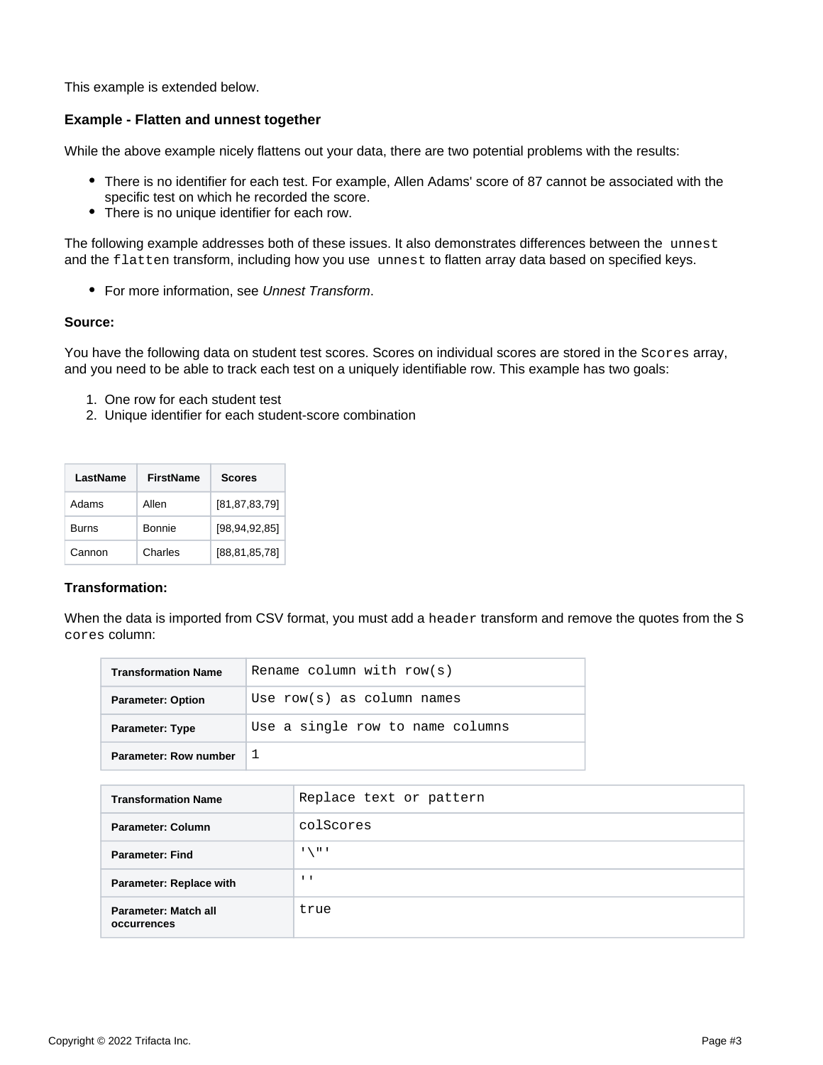This example is extended below.

### Example - Flatten and unnest together

While the above example nicely flattens out your data, there are two potential problems with the results:

- There is no identifier for each test. For example, Allen Adams' score of 87 cannot be associated with the specific test on which he recorded the score.
- There is no unique identifier for each row.

The following example addresses both of these issues. It also demonstrates differences between the `unnest` and the `flatten` transform, including how you use `unnest` to flatten array data based on specified keys.

- For more information, see *Unnest Transform*.

**Source:**

You have the following data on student test scores. Scores on individual scores are stored in the `Scores` array, and you need to be able to track each test on a uniquely identifiable row. This example has two goals:

1. One row for each student test
2. Unique identifier for each student-score combination

| LastName | FirstName | Scores |
| --- | --- | --- |
| Adams | Allen | [81,87,83,79] |
| Burns | Bonnie | [98,94,92,85] |
| Cannon | Charles | [88,81,85,78] |

**Transformation:**

When the data is imported from CSV format, you must add a `header` transform and remove the quotes from the `Scores` column:

| Transformation Name | `Rename column with row(s)` |
| --- | --- |
| Parameter: Option | `Use row(s) as column names` |
| Parameter: Type | `Use a single row to name columns` |
| Parameter: Row number | `1` |

| Transformation Name | `Replace text or pattern` |
| --- | --- |
| Parameter: Column | `colScores` |
| Parameter: Find | `'\"'` |
| Parameter: Replace with | `''` |
| Parameter: Match all occurrences | `true` |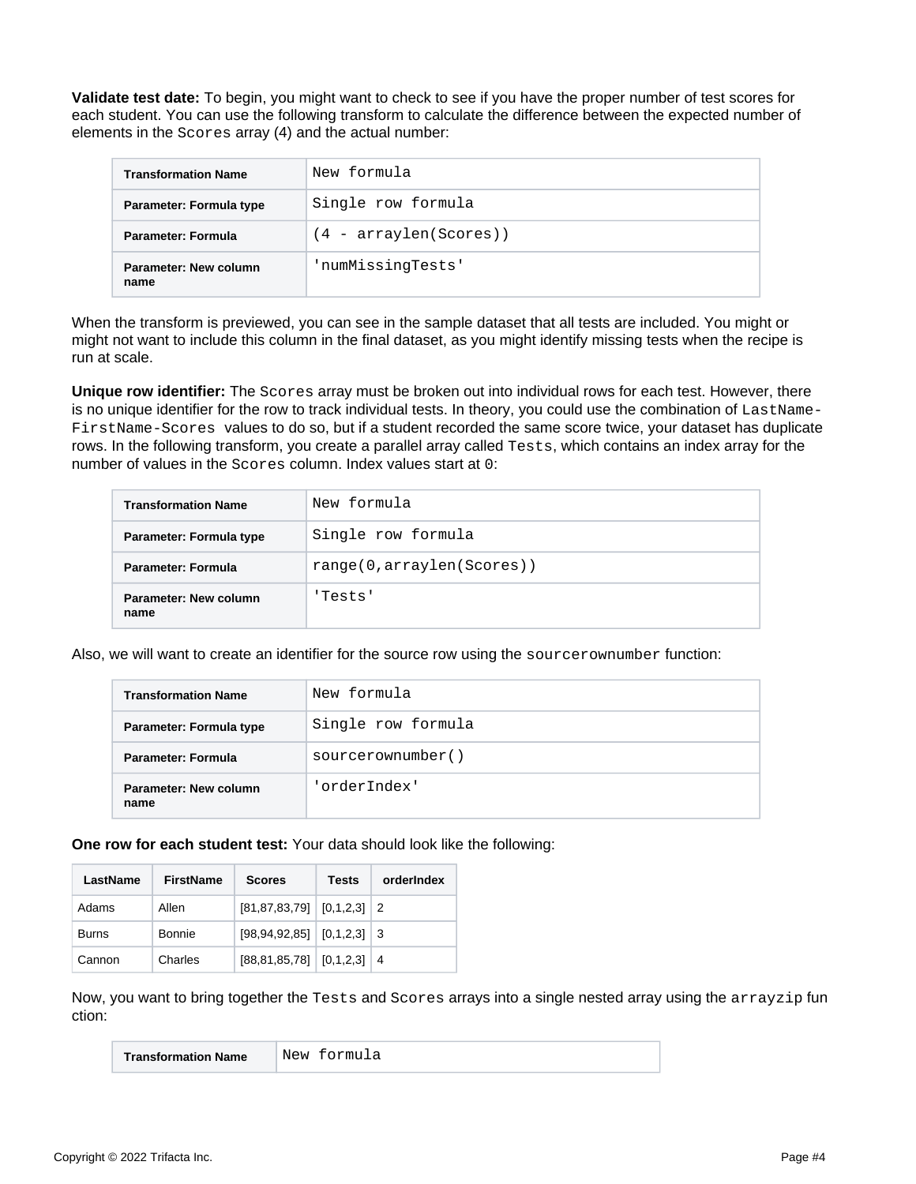**Validate test date:** To begin, you might want to check to see if you have the proper number of test scores for each student. You can use the following transform to calculate the difference between the expected number of elements in the `Scores` array (4) and the actual number:

| Transformation Name | `New formula` |
| --- | --- |
| Parameter: Formula type | `Single row formula` |
| Parameter: Formula | `(4 - arraylen(Scores))` |
| Parameter: New column name | `'numMissingTests'` |

When the transform is previewed, you can see in the sample dataset that all tests are included. You might or might not want to include this column in the final dataset, as you might identify missing tests when the recipe is run at scale.

**Unique row identifier:** The `Scores` array must be broken out into individual rows for each test. However, there is no unique identifier for the row to track individual tests. In theory, you could use the combination of `LastName-FirstName-Scores` values to do so, but if a student recorded the same score twice, your dataset has duplicate rows. In the following transform, you create a parallel array called `Tests`, which contains an index array for the number of values in the `Scores` column. Index values start at `0`:

| Transformation Name | `New formula` |
| --- | --- |
| Parameter: Formula type | `Single row formula` |
| Parameter: Formula | `range(0,arraylen(Scores))` |
| Parameter: New column name | `'Tests'` |

Also, we will want to create an identifier for the source row using the `sourcerownumber` function:

| Transformation Name | `New formula` |
| --- | --- |
| Parameter: Formula type | `Single row formula` |
| Parameter: Formula | `sourcerownumber()` |
| Parameter: New column name | `'orderIndex'` |

**One row for each student test:** Your data should look like the following:

| LastName | FirstName | Scores | Tests | orderIndex |
| --- | --- | --- | --- | --- |
| Adams | Allen | [81,87,83,79] | [0,1,2,3] | 2 |
| Burns | Bonnie | [98,94,92,85] | [0,1,2,3] | 3 |
| Cannon | Charles | [88,81,85,78] | [0,1,2,3] | 4 |

Now, you want to bring together the `Tests` and `Scores` arrays into a single nested array using the `arrayzip` function:

| Transformation Name | `New formula` |
| --- | --- |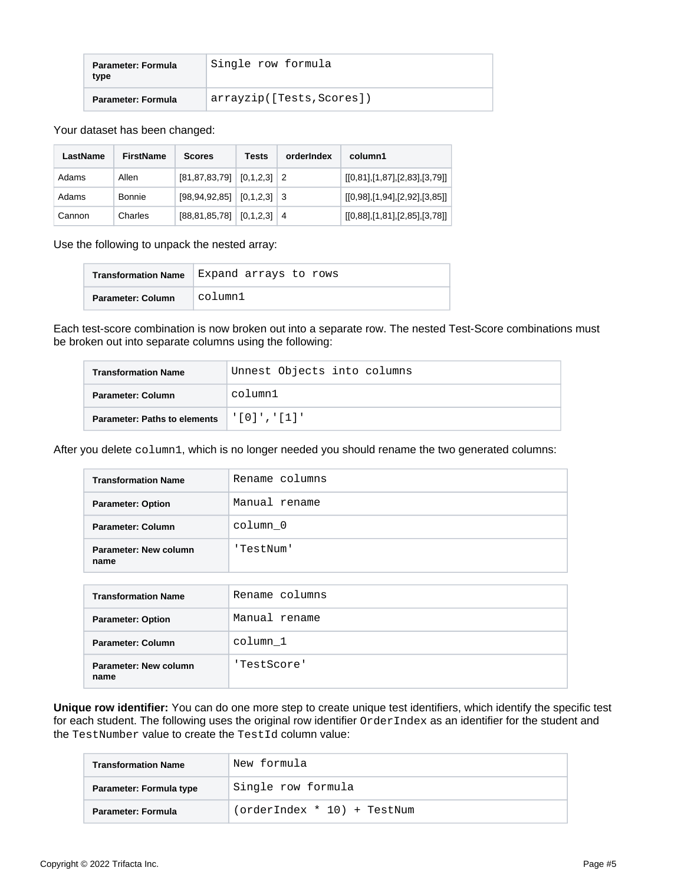| Parameter: Formula type | Single row formula |
| --- | --- |
| Parameter: Formula | arrayzip([Tests,Scores]) |

Your dataset has been changed:

| LastName | FirstName | Scores | Tests | orderIndex | column1 |
| --- | --- | --- | --- | --- | --- |
| Adams | Allen | [81,87,83,79] | [0,1,2,3] | 2 | [[0,81],[1,87],[2,83],[3,79]] |
| Adams | Bonnie | [98,94,92,85] | [0,1,2,3] | 3 | [[0,98],[1,94],[2,92],[3,85]] |
| Cannon | Charles | [88,81,85,78] | [0,1,2,3] | 4 | [[0,88],[1,81],[2,85],[3,78]] |

Use the following to unpack the nested array:

| Transformation Name | Expand arrays to rows |
| --- | --- |
| Parameter: Column | column1 |

Each test-score combination is now broken out into a separate row. The nested Test-Score combinations must be broken out into separate columns using the following:

| Transformation Name | Unnest Objects into columns |
| --- | --- |
| Parameter: Column | column1 |
| Parameter: Paths to elements | '[0]','[1]' |

After you delete `column1`, which is no longer needed you should rename the two generated columns:

| Transformation Name | Rename columns |
| --- | --- |
| Parameter: Option | Manual rename |
| Parameter: Column | column_0 |
| Parameter: New column name | 'TestNum' |

| Transformation Name | Rename columns |
| --- | --- |
| Parameter: Option | Manual rename |
| Parameter: Column | column_1 |
| Parameter: New column name | 'TestScore' |

**Unique row identifier:** You can do one more step to create unique test identifiers, which identify the specific test for each student. The following uses the original row identifier `OrderIndex` as an identifier for the student and the `TestNumber` value to create the `TestId` column value:

| Transformation Name | New formula |
| --- | --- |
| Parameter: Formula type | Single row formula |
| Parameter: Formula | (orderIndex * 10) + TestNum |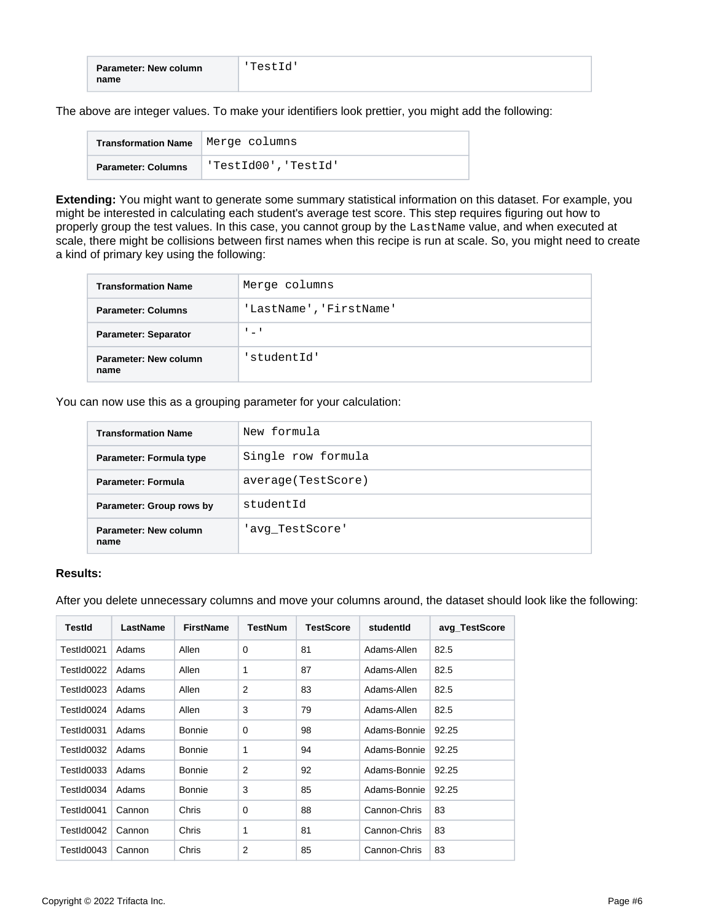| Parameter: New column name | 'TestId' |
| --- | --- |

The above are integer values. To make your identifiers look prettier, you might add the following:

| Transformation Name | Merge columns |
| --- | --- |
| Parameter: Columns | 'TestId00','TestId' |

**Extending:** You might want to generate some summary statistical information on this dataset. For example, you might be interested in calculating each student's average test score. This step requires figuring out how to properly group the test values. In this case, you cannot group by the `LastName` value, and when executed at scale, there might be collisions between first names when this recipe is run at scale. So, you might need to create a kind of primary key using the following:

| Transformation Name | Merge columns |
| --- | --- |
| Parameter: Columns | 'LastName','FirstName' |
| Parameter: Separator | '-' |
| Parameter: New column name | 'studentId' |

You can now use this as a grouping parameter for your calculation:

| Transformation Name | New formula |
| --- | --- |
| Parameter: Formula type | Single row formula |
| Parameter: Formula | average(TestScore) |
| Parameter: Group rows by | studentId |
| Parameter: New column name | 'avg_TestScore' |

**Results:**

After you delete unnecessary columns and move your columns around, the dataset should look like the following:

| TestId | LastName | FirstName | TestNum | TestScore | studentId | avg_TestScore |
| --- | --- | --- | --- | --- | --- | --- |
| TestId0021 | Adams | Allen | 0 | 81 | Adams-Allen | 82.5 |
| TestId0022 | Adams | Allen | 1 | 87 | Adams-Allen | 82.5 |
| TestId0023 | Adams | Allen | 2 | 83 | Adams-Allen | 82.5 |
| TestId0024 | Adams | Allen | 3 | 79 | Adams-Allen | 82.5 |
| TestId0031 | Adams | Bonnie | 0 | 98 | Adams-Bonnie | 92.25 |
| TestId0032 | Adams | Bonnie | 1 | 94 | Adams-Bonnie | 92.25 |
| TestId0033 | Adams | Bonnie | 2 | 92 | Adams-Bonnie | 92.25 |
| TestId0034 | Adams | Bonnie | 3 | 85 | Adams-Bonnie | 92.25 |
| TestId0041 | Cannon | Chris | 0 | 88 | Cannon-Chris | 83 |
| TestId0042 | Cannon | Chris | 1 | 81 | Cannon-Chris | 83 |
| TestId0043 | Cannon | Chris | 2 | 85 | Cannon-Chris | 83 |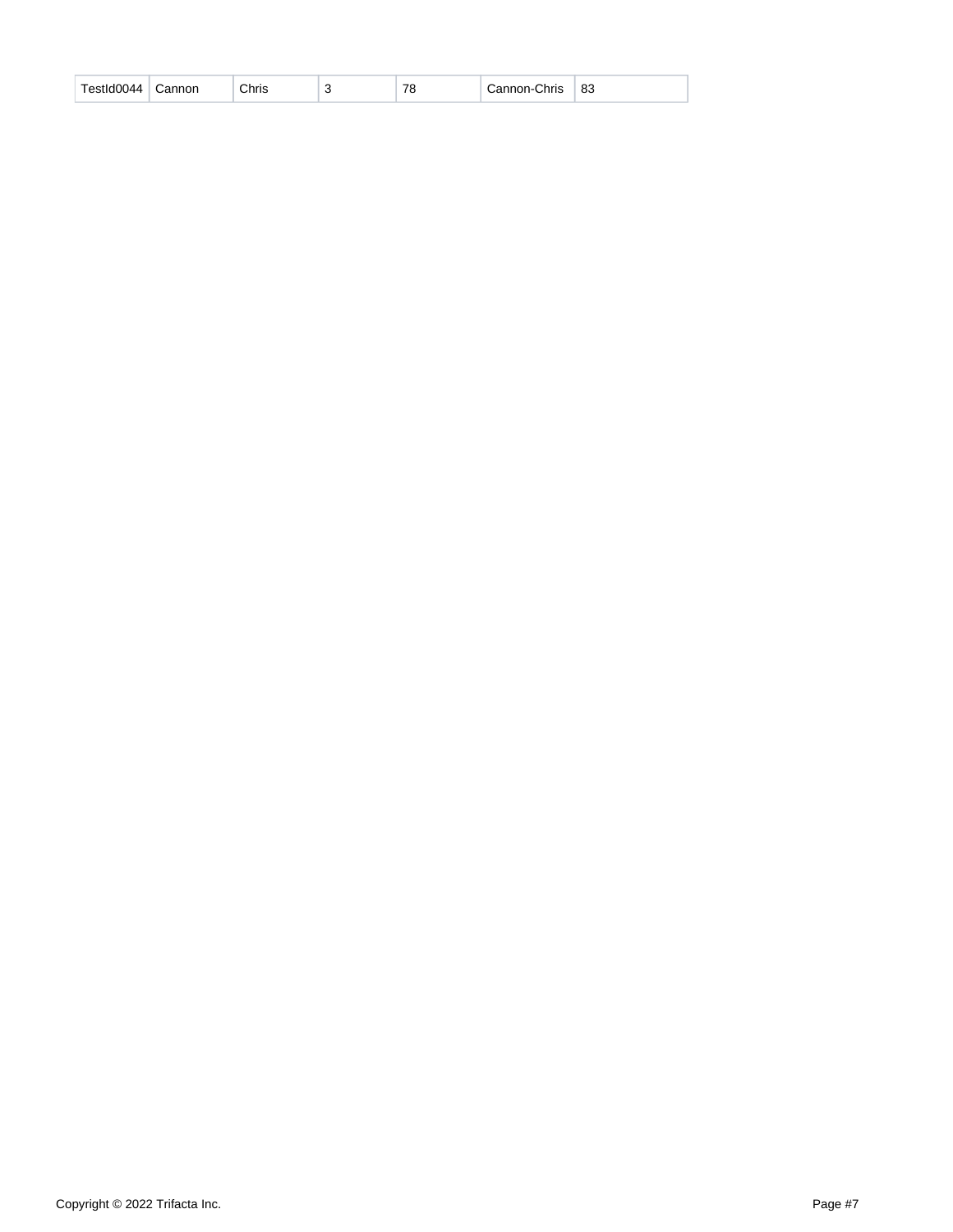| | | | | | | |
|---|---|---|---|---|---|---|
| TestId0044 | Cannon | Chris | 3 | 78 | Cannon-Chris | 83 |